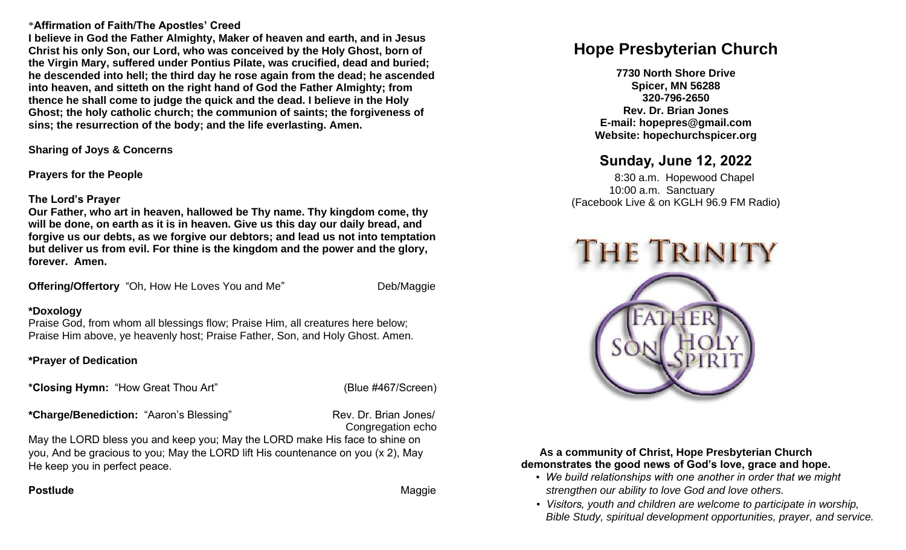*Affirmation of Faith/The Apostles' Creed

**I believe in God the Father Almighty, Maker of heaven and earth, and in Jesus Christ his only Son, our Lord, who was conceived by the Holy Ghost, born of the Virgin Mary, suffered under Pontius Pilate, was crucified, dead and buried; he descended into hell; the third day he rose again from the dead; he ascended into heaven, and sitteth on the right hand of God the Father Almighty; from thence he shall come to judge the quick and the dead. I believe in the Holy Ghost; the holy catholic church; the communion of saints; the forgiveness of sins; the resurrection of the body; and the life everlasting. Amen.**

**Sharing of Joys & Concerns**

**Prayers for the People**

**The Lord's Prayer**

**Our Father, who art in heaven, hallowed be Thy name. Thy kingdom come, thy will be done, on earth as it is in heaven. Give us this day our daily bread, and forgive us our debts, as we forgive our debtors; and lead us not into temptation but deliver us from evil. For thine is the kingdom and the power and the glory, forever. Amen.**

**Offering/Offertory** "Oh, How He Loves You and Me" Deb/Maggie

**\*Doxology**

Praise God, from whom all blessings flow; Praise Him, all creatures here below; Praise Him above, ye heavenly host; Praise Father, Son, and Holy Ghost. Amen.

**\*Prayer of Dedication**

**\*Closing Hymn:** "How Great Thou Art" (Blue #467/Screen)

**\*Charge/Benediction:** "Aaron's Blessing" Rev. Dr. Brian Jones/ Congregation echo

May the LORD bless you and keep you; May the LORD make His face to shine on you, And be gracious to you; May the LORD lift His countenance on you (x 2), May He keep you in perfect peace.

**Postlude** Maggie

# Hope Presbyterian Church

**7730 North Shore Drive**
**Spicer, MN 56288**
**320-796-2650**
**Rev. Dr. Brian Jones**
**E-mail: hopepres@gmail.com**
**Website: hopechurchspicer.org**

## Sunday, June 12, 2022

8:30 a.m. Hopewood Chapel
10:00 a.m. Sanctuary
(Facebook Live & on KGLH 96.9 FM Radio)

THE TRINITY

FATHER SON HOLY SPIRIT

**As a community of Christ, Hope Presbyterian Church demonstrates the good news of God's love, grace and hope.**

- *We build relationships with one another in order that we might strengthen our ability to love God and love others.*
- *Visitors, youth and children are welcome to participate in worship, Bible Study, spiritual development opportunities, prayer, and service.*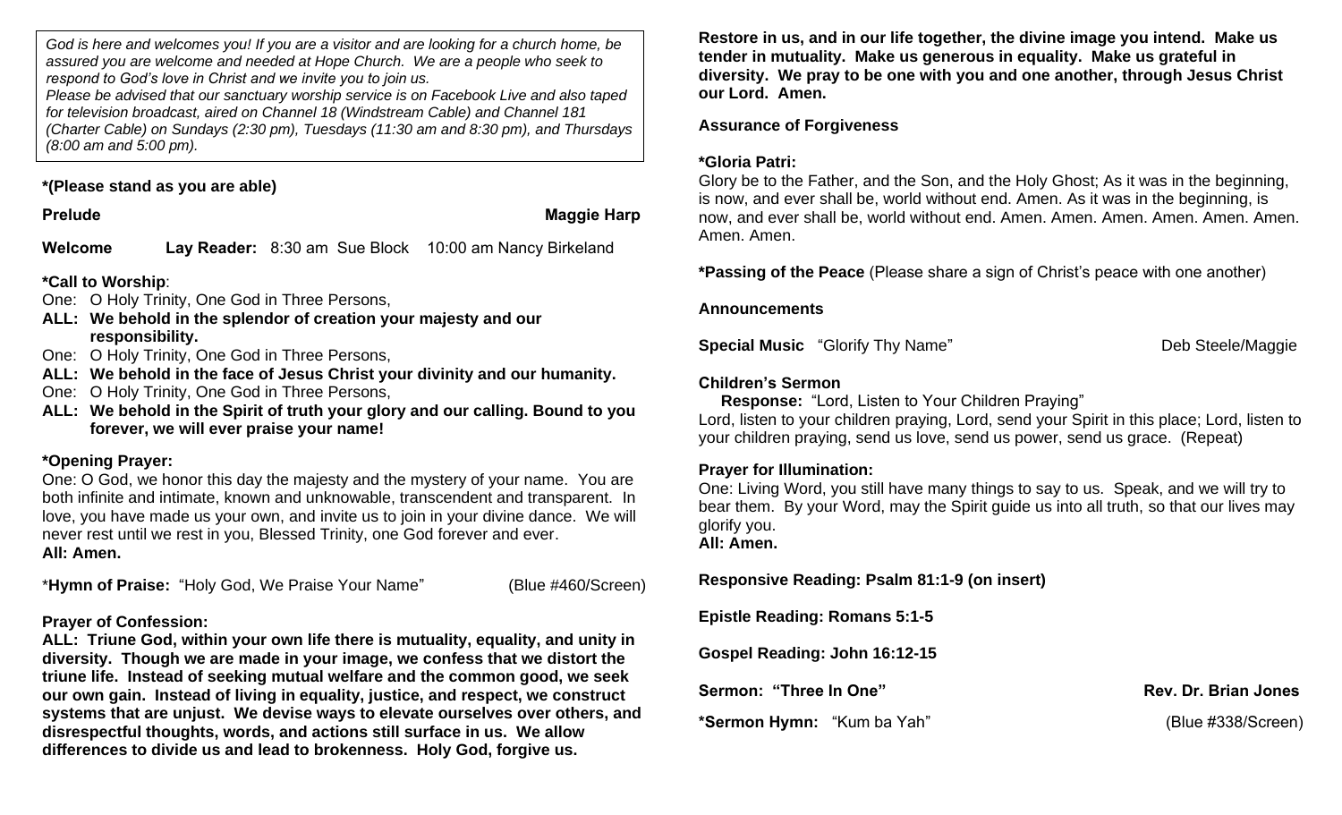*God is here and welcomes you! If you are a visitor and are looking for a church home, be assured you are welcome and needed at Hope Church. We are a people who seek to respond to God's love in Christ and we invite you to join us.*
*Please be advised that our sanctuary worship service is on Facebook Live and also taped for television broadcast, aired on Channel 18 (Windstream Cable) and Channel 181 (Charter Cable) on Sundays (2:30 pm), Tuesdays (11:30 am and 8:30 pm), and Thursdays (8:00 am and 5:00 pm).*

**\*(Please stand as you are able)**

**Prelude** **Maggie Harp**

**Welcome** **Lay Reader:** 8:30 am Sue Block 10:00 am Nancy Birkeland

**\*Call to Worship**:

One: O Holy Trinity, One God in Three Persons,
**ALL: We behold in the splendor of creation your majesty and our responsibility.**
One: O Holy Trinity, One God in Three Persons,
**ALL: We behold in the face of Jesus Christ your divinity and our humanity.**
One: O Holy Trinity, One God in Three Persons,
**ALL: We behold in the Spirit of truth your glory and our calling. Bound to you forever, we will ever praise your name!**

**\*Opening Prayer:**

One: O God, we honor this day the majesty and the mystery of your name. You are both infinite and intimate, known and unknowable, transcendent and transparent. In love, you have made us your own, and invite us to join in your divine dance. We will never rest until we rest in you, Blessed Trinity, one God forever and ever.
**All: Amen.**

\***Hymn of Praise:** "Holy God, We Praise Your Name" (Blue #460/Screen)

**Prayer of Confession:**

**ALL: Triune God, within your own life there is mutuality, equality, and unity in diversity. Though we are made in your image, we confess that we distort the triune life. Instead of seeking mutual welfare and the common good, we seek our own gain. Instead of living in equality, justice, and respect, we construct systems that are unjust. We devise ways to elevate ourselves over others, and disrespectful thoughts, words, and actions still surface in us. We allow differences to divide us and lead to brokenness. Holy God, forgive us. Restore in us, and in our life together, the divine image you intend. Make us tender in mutuality. Make us generous in equality. Make us grateful in diversity. We pray to be one with you and one another, through Jesus Christ our Lord. Amen.**

**Assurance of Forgiveness**

**\*Gloria Patri:**

Glory be to the Father, and the Son, and the Holy Ghost; As it was in the beginning, is now, and ever shall be, world without end. Amen. As it was in the beginning, is now, and ever shall be, world without end. Amen. Amen. Amen. Amen. Amen. Amen. Amen.

**\*Passing of the Peace** (Please share a sign of Christ's peace with one another)

**Announcements**

**Special Music** "Glorify Thy Name" Deb Steele/Maggie

**Children's Sermon**

**Response:** "Lord, Listen to Your Children Praying"
Lord, listen to your children praying, Lord, send your Spirit in this place; Lord, listen to your children praying, send us love, send us power, send us grace. (Repeat)

**Prayer for Illumination:**

One: Living Word, you still have many things to say to us. Speak, and we will try to bear them. By your Word, may the Spirit guide us into all truth, so that our lives may glorify you.
**All: Amen.**

**Responsive Reading: Psalm 81:1-9 (on insert)**

**Epistle Reading: Romans 5:1-5**

**Gospel Reading: John 16:12-15**

**Sermon: "Three In One"** **Rev. Dr. Brian Jones**

\***Sermon Hymn:** "Kum ba Yah" (Blue #338/Screen)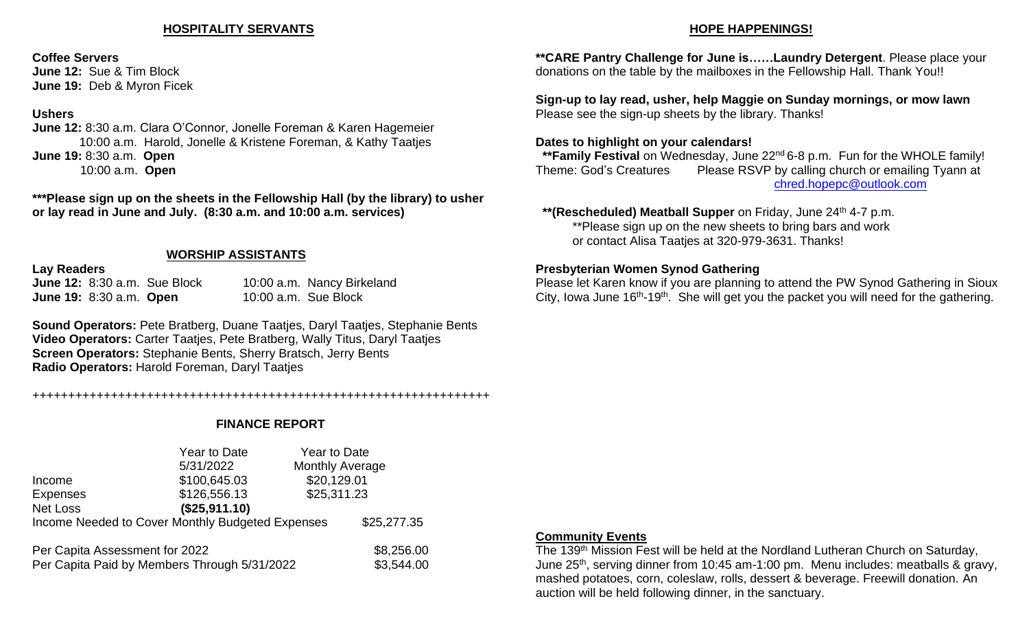## HOSPITALITY SERVANTS

**Coffee Servers**
**June 12:** Sue & Tim Block
**June 19:** Deb & Myron Ficek

**Ushers**
**June 12:** 8:30 a.m. Clara O'Connor, Jonelle Foreman & Karen Hagemeier
10:00 a.m. Harold, Jonelle & Kristene Foreman, & Kathy Taatjes
**June 19:** 8:30 a.m. **Open**
10:00 a.m. **Open**

**\*\*\*Please sign up on the sheets in the Fellowship Hall (by the library) to usher or lay read in June and July. (8:30 a.m. and 10:00 a.m. services)**

## WORSHIP ASSISTANTS

**Lay Readers**
**June 12:** 8:30 a.m. Sue Block — 10:00 a.m. Nancy Birkeland
**June 19:** 8:30 a.m. **Open** — 10:00 a.m. Sue Block

**Sound Operators:** Pete Bratberg, Duane Taatjes, Daryl Taatjes, Stephanie Bents
**Video Operators:** Carter Taatjes, Pete Bratberg, Wally Titus, Daryl Taatjes
**Screen Operators:** Stephanie Bents, Sherry Bratsch, Jerry Bents
**Radio Operators:** Harold Foreman, Daryl Taatjes

+++++++++++++++++++++++++++++++++++++++++++++++++++++++++++++++++

## FINANCE REPORT

| | Year to Date 5/31/2022 | Year to Date Monthly Average |
|---|---|---|
| Income | $100,645.03 | $20,129.01 |
| Expenses | $126,556.13 | $25,311.23 |
| Net Loss | **($25,911.10)** | |

Income Needed to Cover Monthly Budgeted Expenses $25,277.35

Per Capita Assessment for 2022 $8,256.00
Per Capita Paid by Members Through 5/31/2022 $3,544.00

## HOPE HAPPENINGS!

**\*\*CARE Pantry Challenge for June is……Laundry Detergent**. Please place your donations on the table by the mailboxes in the Fellowship Hall. Thank You!!

**Sign-up to lay read, usher, help Maggie on Sunday mornings, or mow lawn**
Please see the sign-up sheets by the library. Thanks!

**Dates to highlight on your calendars!**
**\*\*Family Festival** on Wednesday, June 22nd 6-8 p.m. Fun for the WHOLE family!
Theme: God's Creatures Please RSVP by calling church or emailing Tyann at chred.hopepc@outlook.com

**\*\*(Rescheduled) Meatball Supper** on Friday, June 24th 4-7 p.m.
\*\*Please sign up on the new sheets to bring bars and work or contact Alisa Taatjes at 320-979-3631. Thanks!

**Presbyterian Women Synod Gathering**
Please let Karen know if you are planning to attend the PW Synod Gathering in Sioux City, Iowa June 16th-19th. She will get you the packet you will need for the gathering.

**Community Events**
The 139th Mission Fest will be held at the Nordland Lutheran Church on Saturday, June 25th, serving dinner from 10:45 am-1:00 pm. Menu includes: meatballs & gravy, mashed potatoes, corn, coleslaw, rolls, dessert & beverage. Freewill donation. An auction will be held following dinner, in the sanctuary.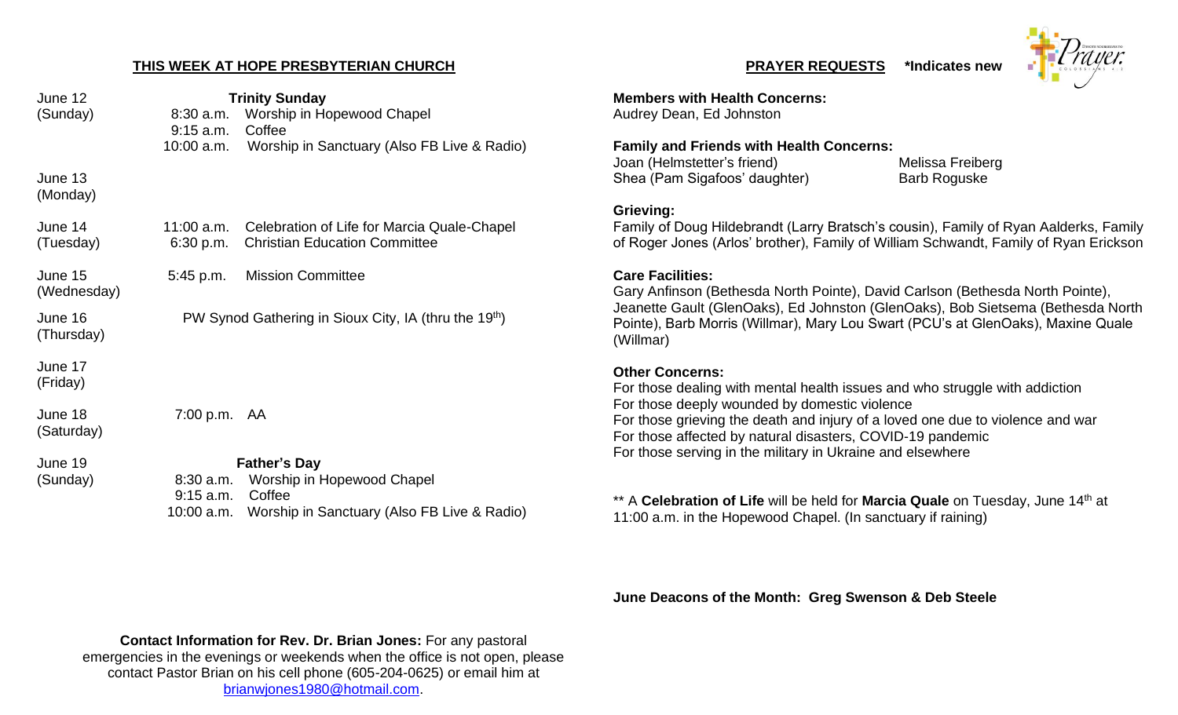## THIS WEEK AT HOPE PRESBYTERIAN CHURCH

**June 12 (Sunday) — Trinity Sunday**
- 8:30 a.m. Worship in Hopewood Chapel
- 9:15 a.m. Coffee
- 10:00 a.m. Worship in Sanctuary (Also FB Live & Radio)

**June 13 (Monday)**

**June 14 (Tuesday)**
- 11:00 a.m. Celebration of Life for Marcia Quale-Chapel
- 6:30 p.m. Christian Education Committee

**June 15 (Wednesday)**
- 5:45 p.m. Mission Committee

**June 16 (Thursday)**
- PW Synod Gathering in Sioux City, IA (thru the 19th)

**June 17 (Friday)**

**June 18 (Saturday)**
- 7:00 p.m. AA

**June 19 (Sunday) — Father's Day**
- 8:30 a.m. Worship in Hopewood Chapel
- 9:15 a.m. Coffee
- 10:00 a.m. Worship in Sanctuary (Also FB Live & Radio)

**Contact Information for Rev. Dr. Brian Jones:** For any pastoral emergencies in the evenings or weekends when the office is not open, please contact Pastor Brian on his cell phone (605-204-0625) or email him at brianwjones1980@hotmail.com.

## PRAYER REQUESTS *Indicates new

**Members with Health Concerns:**
Audrey Dean, Ed Johnston

**Family and Friends with Health Concerns:**
Joan (Helmstetter's friend), Melissa Freiberg, Shea (Pam Sigafoos' daughter), Barb Roguske

**Grieving:**
Family of Doug Hildebrandt (Larry Bratsch's cousin), Family of Ryan Aalderks, Family of Roger Jones (Arlos' brother), Family of William Schwandt, Family of Ryan Erickson

**Care Facilities:**
Gary Anfinson (Bethesda North Pointe), David Carlson (Bethesda North Pointe), Jeanette Gault (GlenOaks), Ed Johnston (GlenOaks), Bob Sietsema (Bethesda North Pointe), Barb Morris (Willmar), Mary Lou Swart (PCU's at GlenOaks), Maxine Quale (Willmar)

**Other Concerns:**
For those dealing with mental health issues and who struggle with addiction
For those deeply wounded by domestic violence
For those grieving the death and injury of a loved one due to violence and war
For those affected by natural disasters, COVID-19 pandemic
For those serving in the military in Ukraine and elsewhere

** A **Celebration of Life** will be held for **Marcia Quale** on Tuesday, June 14th at 11:00 a.m. in the Hopewood Chapel. (In sanctuary if raining)

**June Deacons of the Month: Greg Swenson & Deb Steele**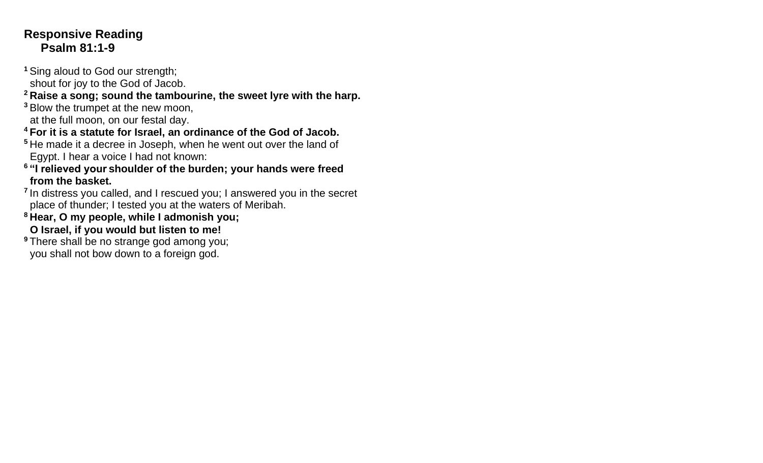**Responsive Reading**
**Psalm 81:1-9**

[1] Sing aloud to God our strength;
shout for joy to the God of Jacob.
**[2] Raise a song; sound the tambourine, the sweet lyre with the harp.**
[3] Blow the trumpet at the new moon,
at the full moon, on our festal day.
**[4] For it is a statute for Israel, an ordinance of the God of Jacob.**
[5] He made it a decree in Joseph, when he went out over the land of Egypt. I hear a voice I had not known:
**[6] "I relieved your shoulder of the burden; your hands were freed from the basket.**
[7] In distress you called, and I rescued you; I answered you in the secret place of thunder; I tested you at the waters of Meribah.
**[8] Hear, O my people, while I admonish you;**
**O Israel, if you would but listen to me!**
[9] There shall be no strange god among you;
you shall not bow down to a foreign god.